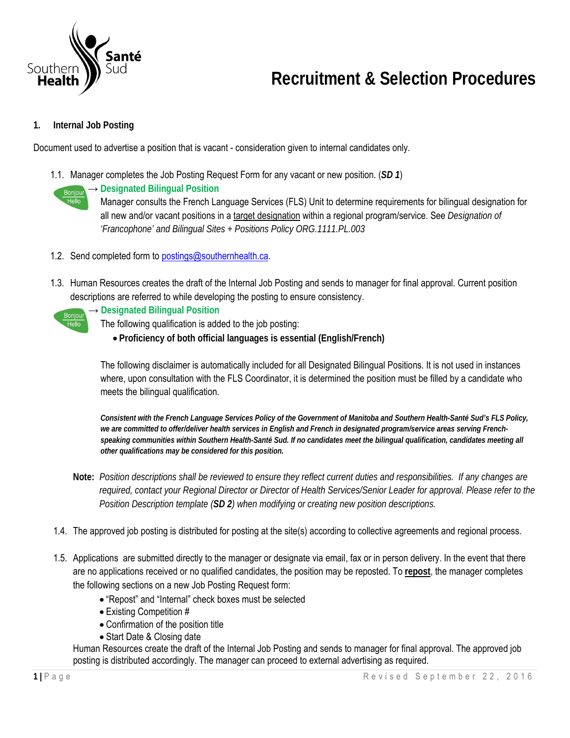# Recruitment & Selection Procedures

## 1. Internal Job Posting

Document used to advertise a position that is vacant - consideration given to internal candidates only.

1.1. Manager completes the Job Posting Request Form for any vacant or new position. (***SD 1***)

→ **Designated Bilingual Position**

Manager consults the French Language Services (FLS) Unit to determine requirements for bilingual designation for all new and/or vacant positions in a target designation within a regional program/service. See *Designation of 'Francophone' and Bilingual Sites + Positions Policy ORG.1111.PL.003*

1.2. Send completed form to postings@southernhealth.ca.

1.3. Human Resources creates the draft of the Internal Job Posting and sends to manager for final approval. Current position descriptions are referred to while developing the posting to ensure consistency.

→ **Designated Bilingual Position**

The following qualification is added to the job posting:

- **Proficiency of both official languages is essential (English/French)**

The following disclaimer is automatically included for all Designated Bilingual Positions. It is not used in instances where, upon consultation with the FLS Coordinator, it is determined the position must be filled by a candidate who meets the bilingual qualification.

***Consistent with the French Language Services Policy of the Government of Manitoba and Southern Health-Santé Sud's FLS Policy, we are committed to offer/deliver health services in English and French in designated program/service areas serving French-speaking communities within Southern Health-Santé Sud. If no candidates meet the bilingual qualification, candidates meeting all other qualifications may be considered for this position.***

**Note:** *Position descriptions shall be reviewed to ensure they reflect current duties and responsibilities. If any changes are required, contact your Regional Director or Director of Health Services/Senior Leader for approval. Please refer to the Position Description template (**SD 2**) when modifying or creating new position descriptions.*

1.4. The approved job posting is distributed for posting at the site(s) according to collective agreements and regional process.

1.5. Applications are submitted directly to the manager or designate via email, fax or in person delivery. In the event that there are no applications received or no qualified candidates, the position may be reposted. To **repost**, the manager completes the following sections on a new Job Posting Request form:

- "Repost" and "Internal" check boxes must be selected
- Existing Competition #
- Confirmation of the position title
- Start Date & Closing date

Human Resources create the draft of the Internal Job Posting and sends to manager for final approval. The approved job posting is distributed accordingly. The manager can proceed to external advertising as required.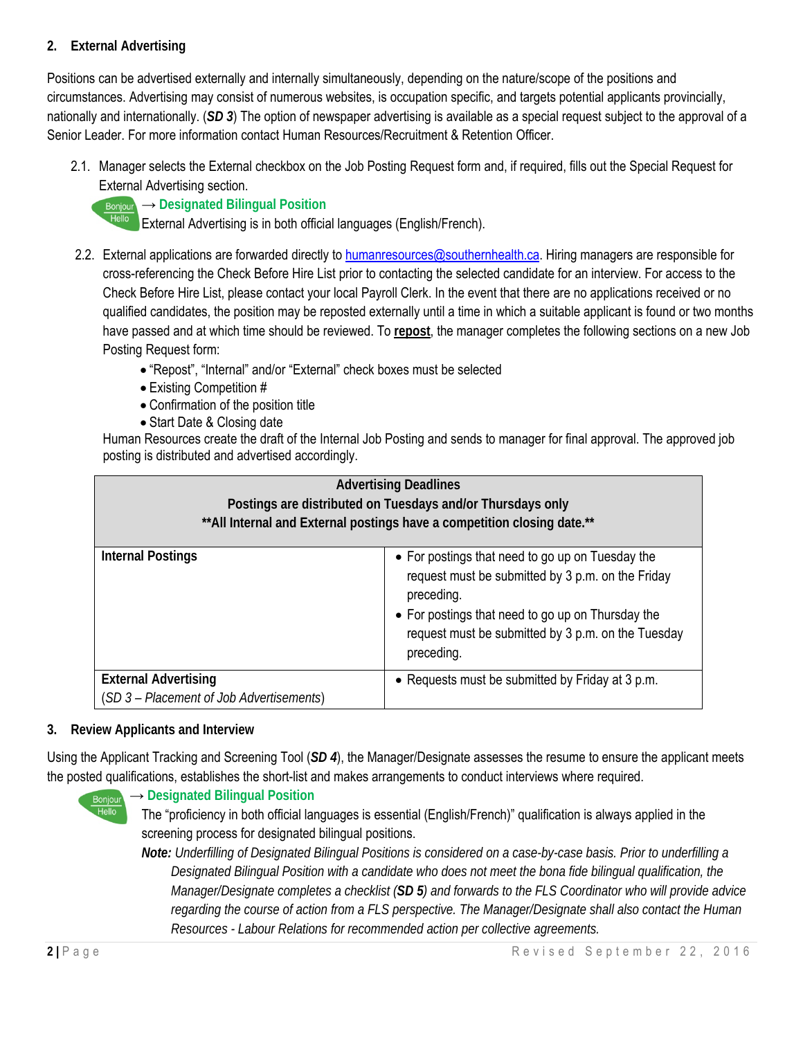## 2. External Advertising

Positions can be advertised externally and internally simultaneously, depending on the nature/scope of the positions and circumstances. Advertising may consist of numerous websites, is occupation specific, and targets potential applicants provincially, nationally and internationally. (***SD 3***) The option of newspaper advertising is available as a special request subject to the approval of a Senior Leader. For more information contact Human Resources/Recruitment & Retention Officer.

2.1. Manager selects the External checkbox on the Job Posting Request form and, if required, fills out the Special Request for External Advertising section.

Bonjour Hello → **Designated Bilingual Position**
External Advertising is in both official languages (English/French).

2.2. External applications are forwarded directly to humanresources@southernhealth.ca. Hiring managers are responsible for cross-referencing the Check Before Hire List prior to contacting the selected candidate for an interview. For access to the Check Before Hire List, please contact your local Payroll Clerk. In the event that there are no applications received or no qualified candidates, the position may be reposted externally until a time in which a suitable applicant is found or two months have passed and at which time should be reviewed. To **repost**, the manager completes the following sections on a new Job Posting Request form:

- "Repost", "Internal" and/or "External" check boxes must be selected
- Existing Competition #
- Confirmation of the position title
- Start Date & Closing date

Human Resources create the draft of the Internal Job Posting and sends to manager for final approval. The approved job posting is distributed and advertised accordingly.

| **Advertising Deadlines**<br>**Postings are distributed on Tuesdays and/or Thursdays only**<br>****All Internal and External postings have a competition closing date.**** | |
|---|---|
| **Internal Postings** | • For postings that need to go up on Tuesday the request must be submitted by 3 p.m. on the Friday preceding.<br>• For postings that need to go up on Thursday the request must be submitted by 3 p.m. on the Tuesday preceding. |
| **External Advertising**<br>(*SD 3 – Placement of Job Advertisements*) | • Requests must be submitted by Friday at 3 p.m. |

## 3. Review Applicants and Interview

Using the Applicant Tracking and Screening Tool (***SD 4***), the Manager/Designate assesses the resume to ensure the applicant meets the posted qualifications, establishes the short-list and makes arrangements to conduct interviews where required.

Bonjour Hello → **Designated Bilingual Position**
The "proficiency in both official languages is essential (English/French)" qualification is always applied in the screening process for designated bilingual positions.

***Note:*** *Underfilling of Designated Bilingual Positions is considered on a case-by-case basis. Prior to underfilling a Designated Bilingual Position with a candidate who does not meet the bona fide bilingual qualification, the Manager/Designate completes a checklist (**SD 5**) and forwards to the FLS Coordinator who will provide advice regarding the course of action from a FLS perspective. The Manager/Designate shall also contact the Human Resources - Labour Relations for recommended action per collective agreements.*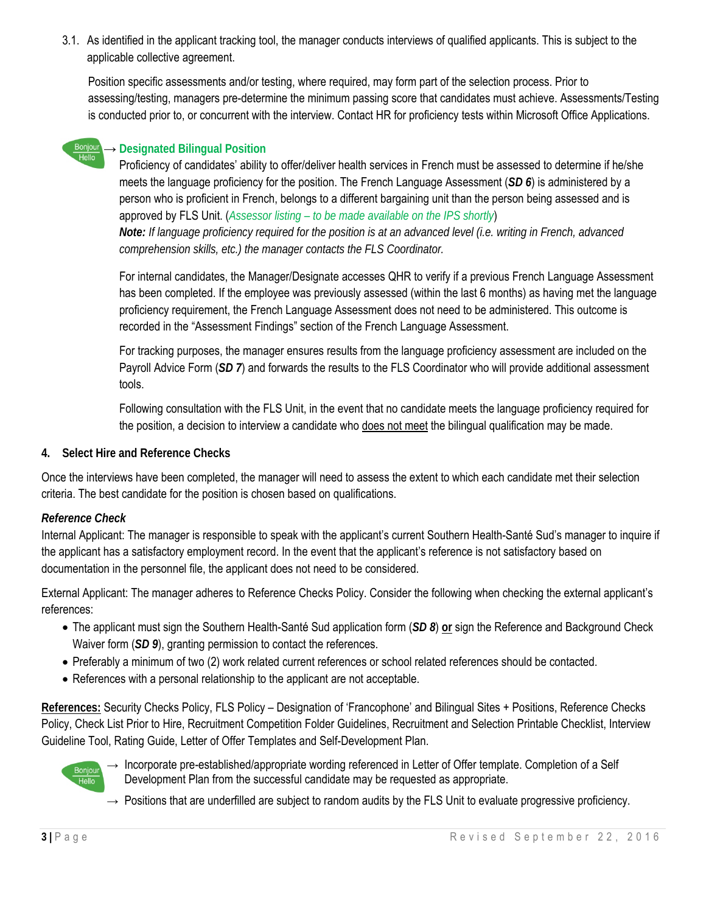3.1. As identified in the applicant tracking tool, the manager conducts interviews of qualified applicants. This is subject to the applicable collective agreement.

Position specific assessments and/or testing, where required, may form part of the selection process. Prior to assessing/testing, managers pre-determine the minimum passing score that candidates must achieve. Assessments/Testing is conducted prior to, or concurrent with the interview. Contact HR for proficiency tests within Microsoft Office Applications.

Bonjour Hello → **Designated Bilingual Position**

Proficiency of candidates' ability to offer/deliver health services in French must be assessed to determine if he/she meets the language proficiency for the position. The French Language Assessment (***SD 6***) is administered by a person who is proficient in French, belongs to a different bargaining unit than the person being assessed and is approved by FLS Unit. (*Assessor listing – to be made available on the IPS shortly*)

***Note:*** *If language proficiency required for the position is at an advanced level (i.e. writing in French, advanced comprehension skills, etc.) the manager contacts the FLS Coordinator.*

For internal candidates, the Manager/Designate accesses QHR to verify if a previous French Language Assessment has been completed. If the employee was previously assessed (within the last 6 months) as having met the language proficiency requirement, the French Language Assessment does not need to be administered. This outcome is recorded in the "Assessment Findings" section of the French Language Assessment.

For tracking purposes, the manager ensures results from the language proficiency assessment are included on the Payroll Advice Form (***SD 7***) and forwards the results to the FLS Coordinator who will provide additional assessment tools.

Following consultation with the FLS Unit, in the event that no candidate meets the language proficiency required for the position, a decision to interview a candidate who <u>does not meet</u> the bilingual qualification may be made.

**4. Select Hire and Reference Checks**

Once the interviews have been completed, the manager will need to assess the extent to which each candidate met their selection criteria. The best candidate for the position is chosen based on qualifications.

***Reference Check***

Internal Applicant: The manager is responsible to speak with the applicant's current Southern Health-Santé Sud's manager to inquire if the applicant has a satisfactory employment record. In the event that the applicant's reference is not satisfactory based on documentation in the personnel file, the applicant does not need to be considered.

External Applicant: The manager adheres to Reference Checks Policy. Consider the following when checking the external applicant's references:

- The applicant must sign the Southern Health-Santé Sud application form (***SD 8***) **<u>or</u>** sign the Reference and Background Check Waiver form (***SD 9***), granting permission to contact the references.
- Preferably a minimum of two (2) work related current references or school related references should be contacted.
- References with a personal relationship to the applicant are not acceptable.

**<u>References:</u>** Security Checks Policy, FLS Policy – Designation of 'Francophone' and Bilingual Sites + Positions, Reference Checks Policy, Check List Prior to Hire, Recruitment Competition Folder Guidelines, Recruitment and Selection Printable Checklist, Interview Guideline Tool, Rating Guide, Letter of Offer Templates and Self-Development Plan.

Bonjour Hello

→ Incorporate pre-established/appropriate wording referenced in Letter of Offer template. Completion of a Self Development Plan from the successful candidate may be requested as appropriate.

→ Positions that are underfilled are subject to random audits by the FLS Unit to evaluate progressive proficiency.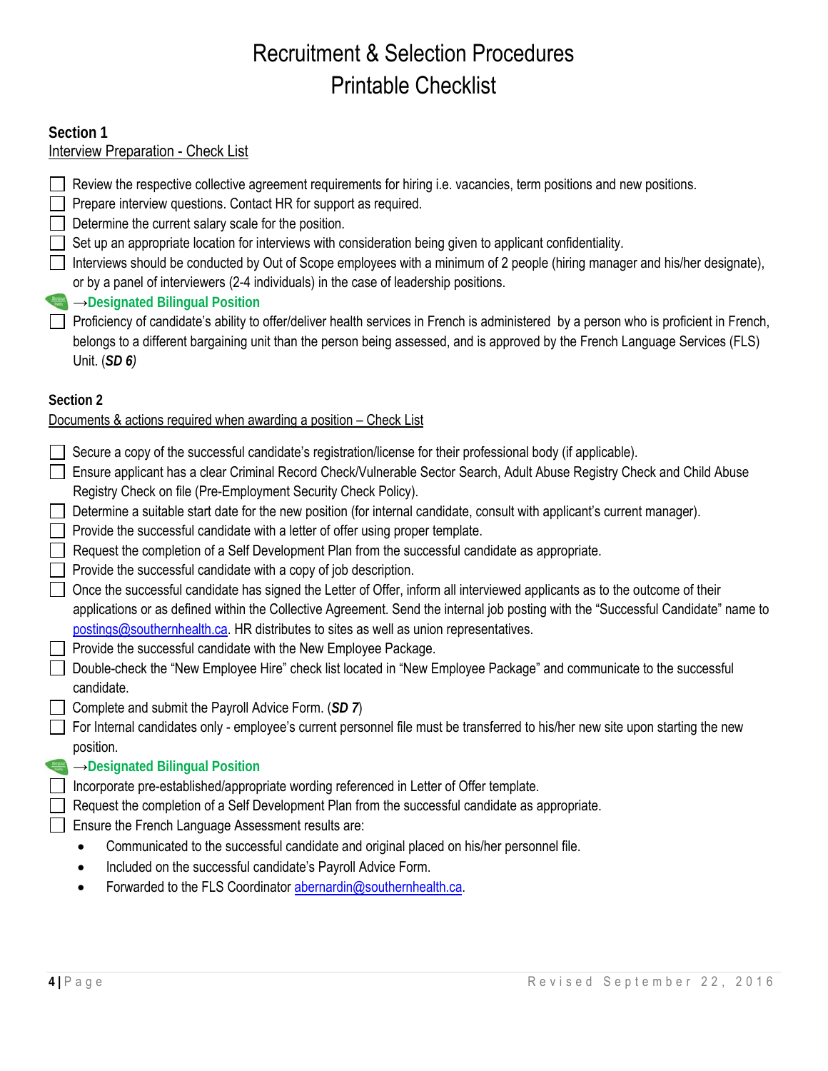# Recruitment & Selection Procedures
# Printable Checklist

**Section 1**

Interview Preparation - Check List

- [ ] Review the respective collective agreement requirements for hiring i.e. vacancies, term positions and new positions.
- [ ] Prepare interview questions. Contact HR for support as required.
- [ ] Determine the current salary scale for the position.
- [ ] Set up an appropriate location for interviews with consideration being given to applicant confidentiality.
- [ ] Interviews should be conducted by Out of Scope employees with a minimum of 2 people (hiring manager and his/her designate), or by a panel of interviewers (2-4 individuals) in the case of leadership positions.

**→Designated Bilingual Position**

- [ ] Proficiency of candidate's ability to offer/deliver health services in French is administered by a person who is proficient in French, belongs to a different bargaining unit than the person being assessed, and is approved by the French Language Services (FLS) Unit. (***SD 6***)

**Section 2**

Documents & actions required when awarding a position – Check List

- [ ] Secure a copy of the successful candidate's registration/license for their professional body (if applicable).
- [ ] Ensure applicant has a clear Criminal Record Check/Vulnerable Sector Search, Adult Abuse Registry Check and Child Abuse Registry Check on file (Pre-Employment Security Check Policy).
- [ ] Determine a suitable start date for the new position (for internal candidate, consult with applicant's current manager).
- [ ] Provide the successful candidate with a letter of offer using proper template.
- [ ] Request the completion of a Self Development Plan from the successful candidate as appropriate.
- [ ] Provide the successful candidate with a copy of job description.
- [ ] Once the successful candidate has signed the Letter of Offer, inform all interviewed applicants as to the outcome of their applications or as defined within the Collective Agreement. Send the internal job posting with the "Successful Candidate" name to postings@southernhealth.ca. HR distributes to sites as well as union representatives.
- [ ] Provide the successful candidate with the New Employee Package.
- [ ] Double-check the "New Employee Hire" check list located in "New Employee Package" and communicate to the successful candidate.
- [ ] Complete and submit the Payroll Advice Form. (***SD 7***)
- [ ] For Internal candidates only - employee's current personnel file must be transferred to his/her new site upon starting the new position.

**→Designated Bilingual Position**

- [ ] Incorporate pre-established/appropriate wording referenced in Letter of Offer template.
- [ ] Request the completion of a Self Development Plan from the successful candidate as appropriate.
- [ ] Ensure the French Language Assessment results are:
  - Communicated to the successful candidate and original placed on his/her personnel file.
  - Included on the successful candidate's Payroll Advice Form.
  - Forwarded to the FLS Coordinator abernardin@southernhealth.ca.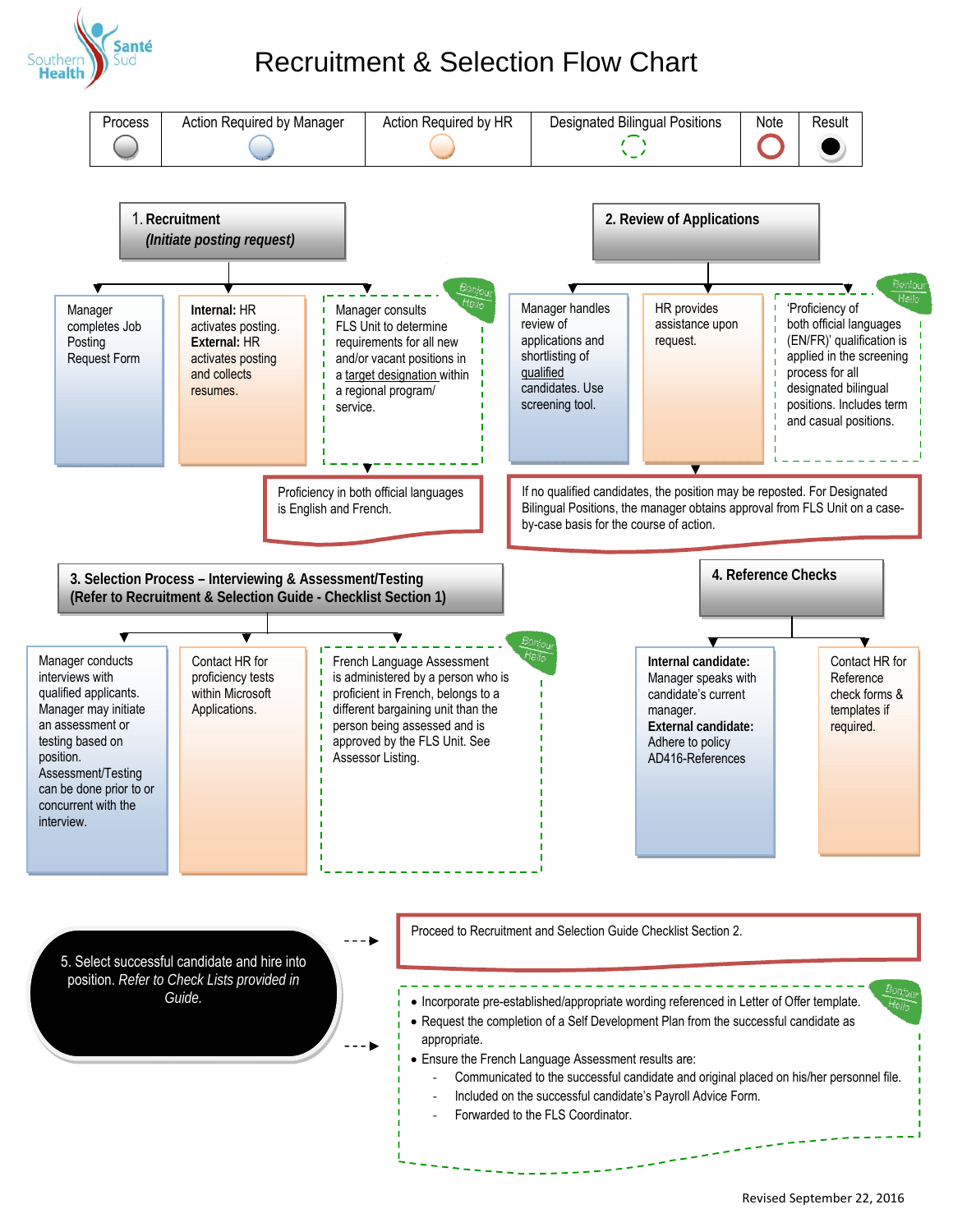Southern Health Santé Sud

# Recruitment & Selection Flow Chart

| Process | Action Required by Manager | Action Required by HR | Designated Bilingual Positions | Note | Result |
|---|---|---|---|---|---|

## 1. Recruitment
*(Initiate posting request)*

Manager completes Job Posting Request Form

**Internal:** HR activates posting. **External:** HR activates posting and collects resumes.

Bonjour Hello

Manager consults FLS Unit to determine requirements for all new and/or vacant positions in a target designation within a regional program/ service.

Proficiency in both official languages is English and French.

## 2. Review of Applications

Manager handles review of applications and shortlisting of qualified candidates. Use screening tool.

HR provides assistance upon request.

Bonjour Hello

'Proficiency of both official languages (EN/FR)' qualification is applied in the screening process for all designated bilingual positions. Includes term and casual positions.

If no qualified candidates, the position may be reposted. For Designated Bilingual Positions, the manager obtains approval from FLS Unit on a case-by-case basis for the course of action.

## 3. Selection Process – Interviewing & Assessment/Testing (Refer to Recruitment & Selection Guide - Checklist Section 1)

Manager conducts interviews with qualified applicants. Manager may initiate an assessment or testing based on position. Assessment/Testing can be done prior to or concurrent with the interview.

Contact HR for proficiency tests within Microsoft Applications.

Bonjour Hello

French Language Assessment is administered by a person who is proficient in French, belongs to a different bargaining unit than the person being assessed and is approved by the FLS Unit. See Assessor Listing.

## 4. Reference Checks

**Internal candidate:** Manager speaks with candidate's current manager.
**External candidate:** Adhere to policy AD416-References

Contact HR for Reference check forms & templates if required.

## 5. Select successful candidate and hire into position. *Refer to Check Lists provided in Guide.*

Proceed to Recruitment and Selection Guide Checklist Section 2.

Bonjour Hello

- Incorporate pre-established/appropriate wording referenced in Letter of Offer template.
- Request the completion of a Self Development Plan from the successful candidate as appropriate.
- Ensure the French Language Assessment results are:
  - Communicated to the successful candidate and original placed on his/her personnel file.
  - Included on the successful candidate's Payroll Advice Form.
  - Forwarded to the FLS Coordinator.

Revised September 22, 2016